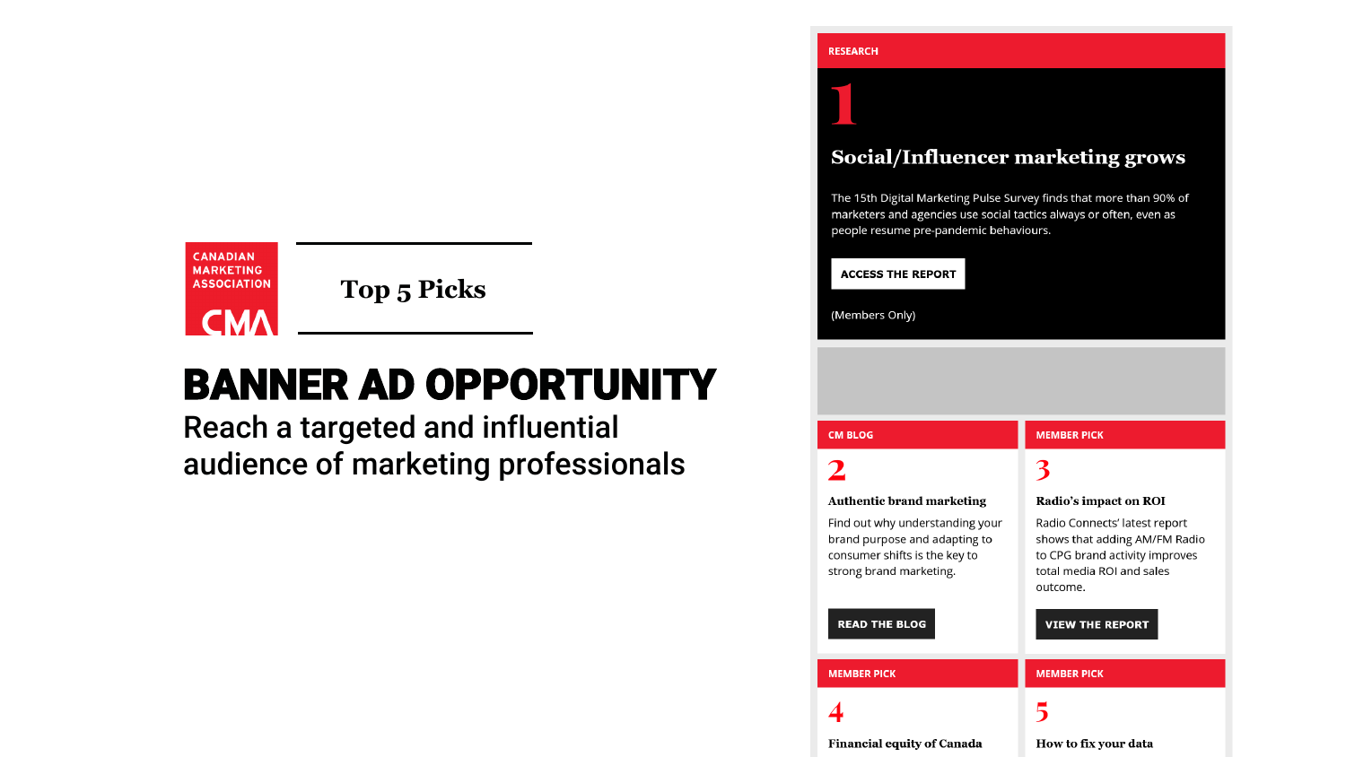CANADIAN MARKETING ASSOCIATION

CMA

Top 5 Picks

# BANNER AD OPPORTUNITY

Reach a targeted and influential audience of marketing professionals

RESEARCH

1

## Social/Influencer marketing grows

The 15th Digital Marketing Pulse Survey finds that more than 90% of marketers and agencies use social tactics always or often, even as people resume pre-pandemic behaviours.

ACCESS THE REPORT

(Members Only)

CM BLOG

2

### Authentic brand marketing

Find out why understanding your brand purpose and adapting to consumer shifts is the key to strong brand marketing.

READ THE BLOG

MEMBER PICK

3

### Radio's impact on ROI

Radio Connects' latest report shows that adding AM/FM Radio to CPG brand activity improves total media ROI and sales outcome.

VIEW THE REPORT

MEMBER PICK

4

### Financial equity of Canada

MEMBER PICK

5

### How to fix your data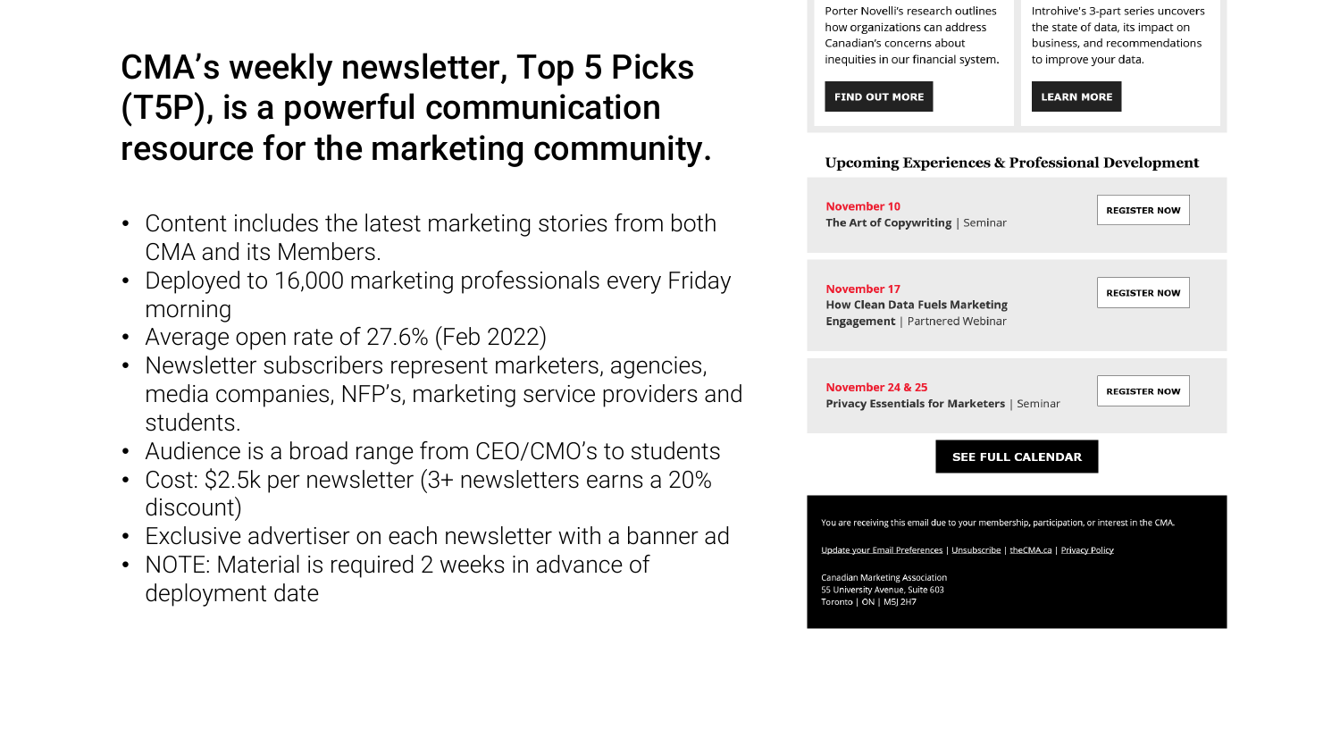# CMA's weekly newsletter, Top 5 Picks (T5P), is a powerful communication resource for the marketing community.

- Content includes the latest marketing stories from both CMA and its Members.
- Deployed to 16,000 marketing professionals every Friday morning
- Average open rate of 27.6% (Feb 2022)
- Newsletter subscribers represent marketers, agencies, media companies, NFP's, marketing service providers and students.
- Audience is a broad range from CEO/CMO's to students
- Cost: $2.5k per newsletter (3+ newsletters earns a 20% discount)
- Exclusive advertiser on each newsletter with a banner ad
- NOTE: Material is required 2 weeks in advance of deployment date

Porter Novelli's research outlines how organizations can address Canadian's concerns about inequities in our financial system.

**FIND OUT MORE**

Introhive's 3-part series uncovers the state of data, its impact on business, and recommendations to improve your data.

**LEARN MORE**

## Upcoming Experiences & Professional Development

**November 10**
**The Art of Copywriting** | Seminar
**REGISTER NOW**

**November 17**
**How Clean Data Fuels Marketing Engagement** | Partnered Webinar
**REGISTER NOW**

**November 24 & 25**
**Privacy Essentials for Marketers** | Seminar
**REGISTER NOW**

**SEE FULL CALENDAR**

You are receiving this email due to your membership, participation, or interest in the CMA.

Update your Email Preferences | Unsubscribe | theCMA.ca | Privacy Policy

Canadian Marketing Association
55 University Avenue, Suite 603
Toronto | ON | M5J 2H7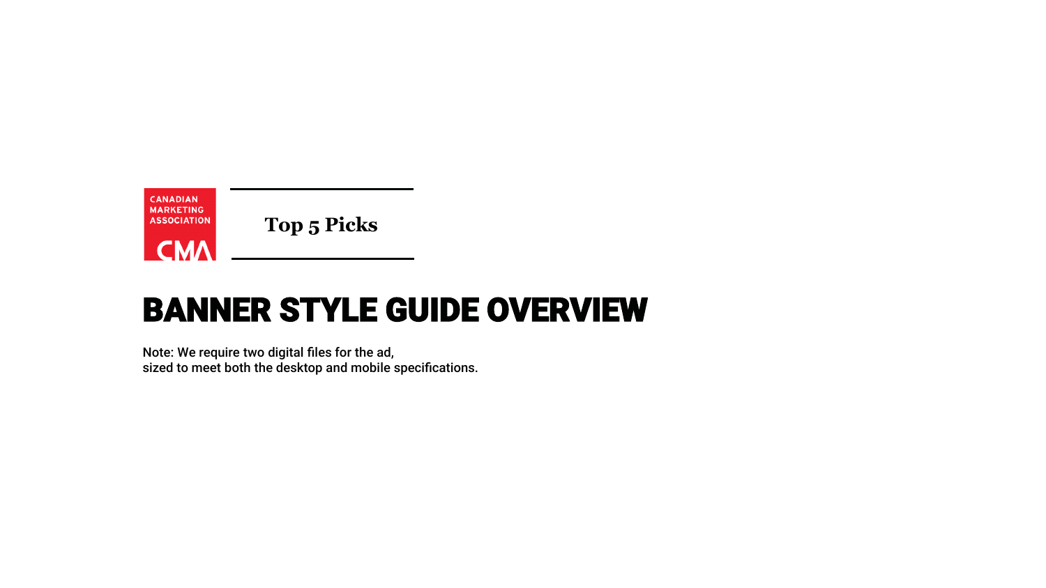CANADIAN MARKETING ASSOCIATION

CMA

**Top 5 Picks**

# BANNER STYLE GUIDE OVERVIEW

Note: We require two digital files for the ad,
sized to meet both the desktop and mobile specifications.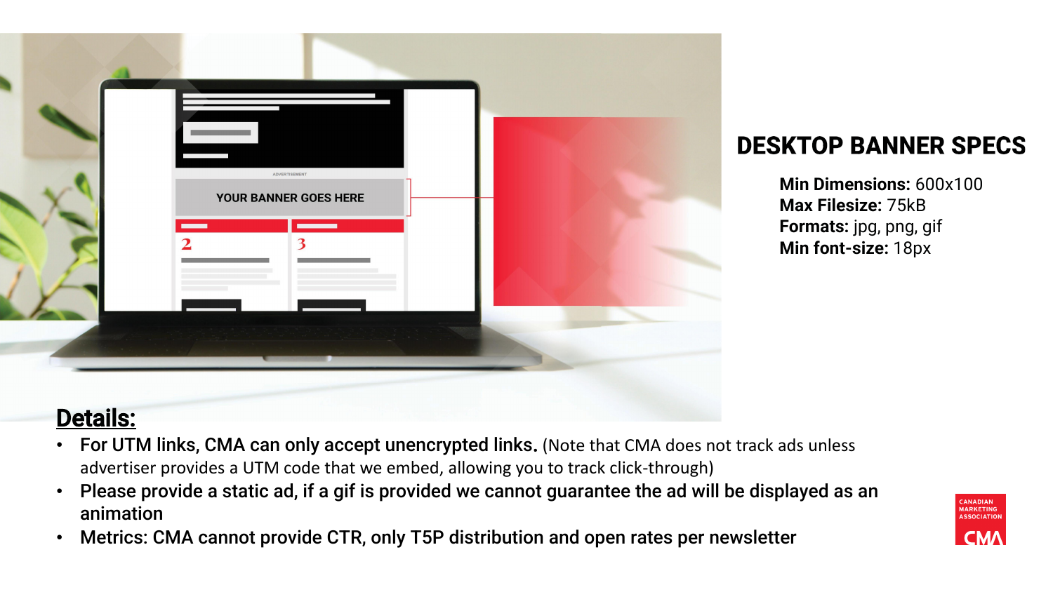## DESKTOP BANNER SPECS

**Min Dimensions:** 600x100
**Max Filesize:** 75kB
**Formats:** jpg, png, gif
**Min font-size:** 18px

### Details:

- **For UTM links, CMA can only accept unencrypted links.** (Note that CMA does not track ads unless advertiser provides a UTM code that we embed, allowing you to track click-through)
- **Please provide a static ad, if a gif is provided we cannot guarantee the ad will be displayed as an animation**
- **Metrics: CMA cannot provide CTR, only T5P distribution and open rates per newsletter**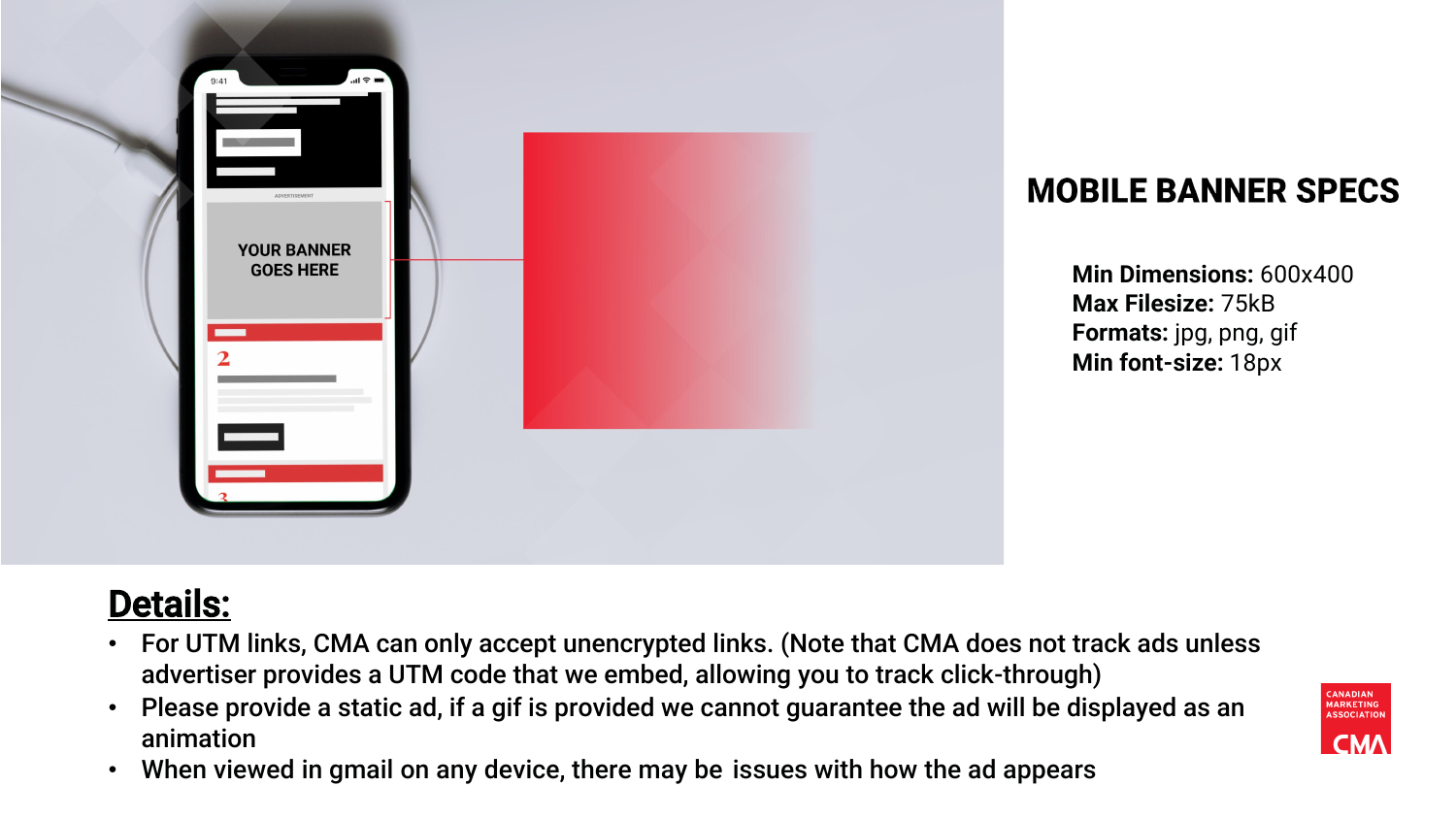## MOBILE BANNER SPECS

**Min Dimensions:** 600x400
**Max Filesize:** 75kB
**Formats:** jpg, png, gif
**Min font-size:** 18px

## Details:

- For UTM links, CMA can only accept unencrypted links. (Note that CMA does not track ads unless advertiser provides a UTM code that we embed, allowing you to track click-through)
- Please provide a static ad, if a gif is provided we cannot guarantee the ad will be displayed as an animation
- When viewed in gmail on any device, there may be issues with how the ad appears